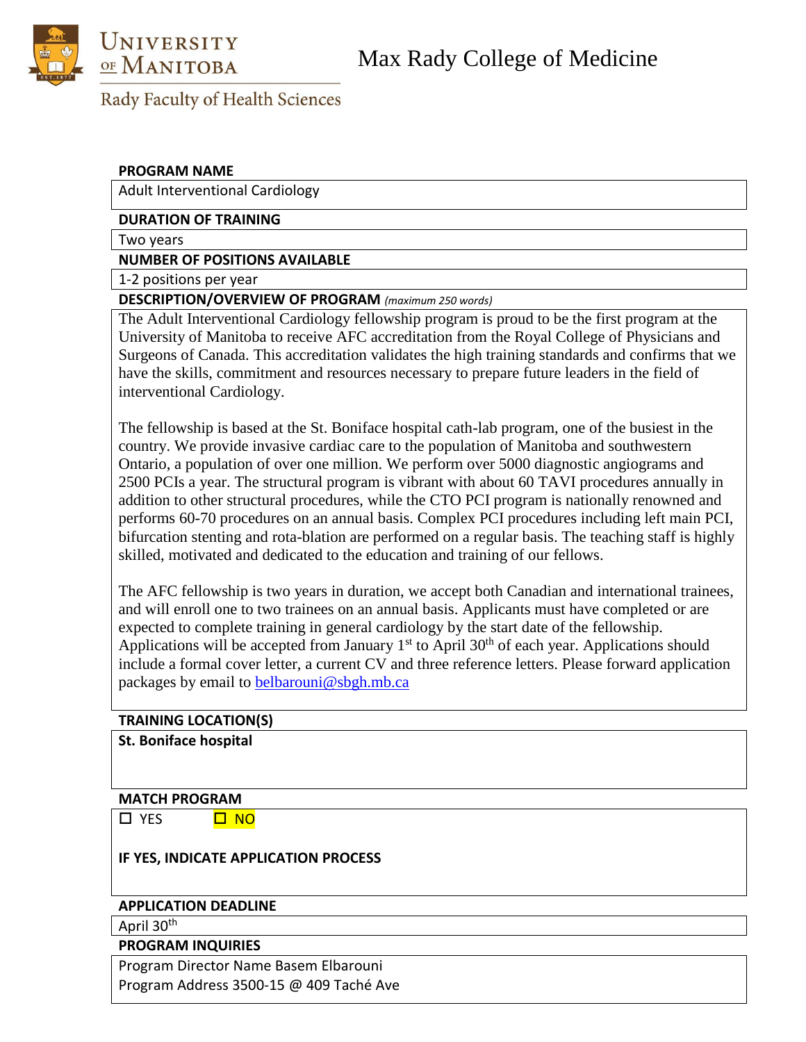University of Manitoba

Rady Faculty of Health Sciences

# Max Rady College of Medicine

**PROGRAM NAME**

Adult Interventional Cardiology

**DURATION OF TRAINING**

Two years

**NUMBER OF POSITIONS AVAILABLE**

1-2 positions per year

**DESCRIPTION/OVERVIEW OF PROGRAM** *(maximum 250 words)*

The Adult Interventional Cardiology fellowship program is proud to be the first program at the University of Manitoba to receive AFC accreditation from the Royal College of Physicians and Surgeons of Canada. This accreditation validates the high training standards and confirms that we have the skills, commitment and resources necessary to prepare future leaders in the field of interventional Cardiology.

The fellowship is based at the St. Boniface hospital cath-lab program, one of the busiest in the country. We provide invasive cardiac care to the population of Manitoba and southwestern Ontario, a population of over one million. We perform over 5000 diagnostic angiograms and 2500 PCIs a year. The structural program is vibrant with about 60 TAVI procedures annually in addition to other structural procedures, while the CTO PCI program is nationally renowned and performs 60-70 procedures on an annual basis. Complex PCI procedures including left main PCI, bifurcation stenting and rota-blation are performed on a regular basis. The teaching staff is highly skilled, motivated and dedicated to the education and training of our fellows.

The AFC fellowship is two years in duration, we accept both Canadian and international trainees, and will enroll one to two trainees on an annual basis. Applicants must have completed or are expected to complete training in general cardiology by the start date of the fellowship. Applications will be accepted from January 1st to April 30th of each year. Applications should include a formal cover letter, a current CV and three reference letters. Please forward application packages by email to belbarouni@sbgh.mb.ca

**TRAINING LOCATION(S)**

**St. Boniface hospital**

**MATCH PROGRAM**

☐ YES ☐ NO

**IF YES, INDICATE APPLICATION PROCESS**

**APPLICATION DEADLINE**

April 30th

**PROGRAM INQUIRIES**

Program Director Name Basem Elbarouni

Program Address 3500-15 @ 409 Taché Ave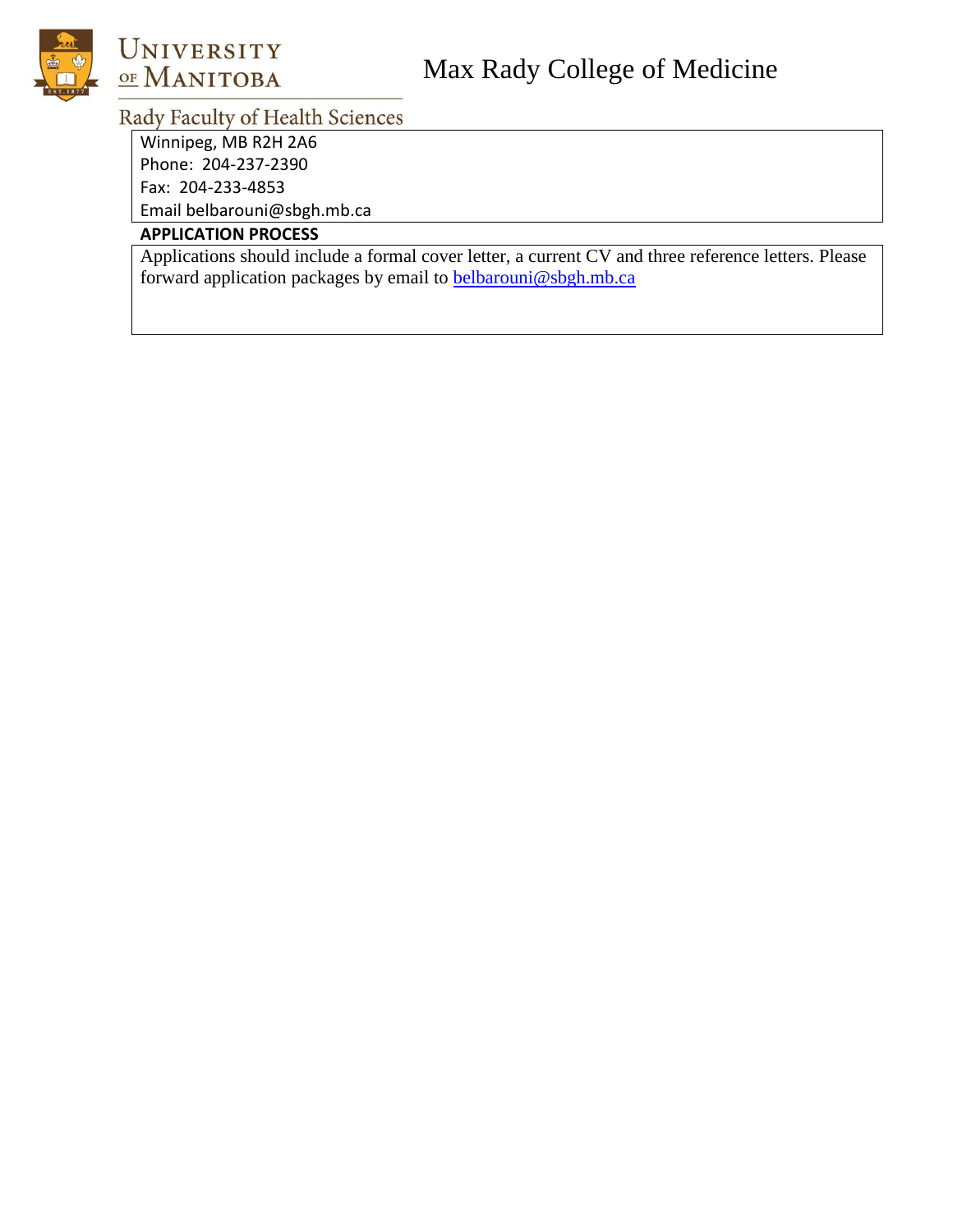Max Rady College of Medicine

Rady Faculty of Health Sciences

| |
|---|
| Winnipeg, MB R2H 2A6<br>Phone: 204-237-2390<br>Fax: 204-233-4853<br>Email belbarouni@sbgh.mb.ca |

**APPLICATION PROCESS**

| |
|---|
| Applications should include a formal cover letter, a current CV and three reference letters. Please forward application packages by email to belbarouni@sbgh.mb.ca |